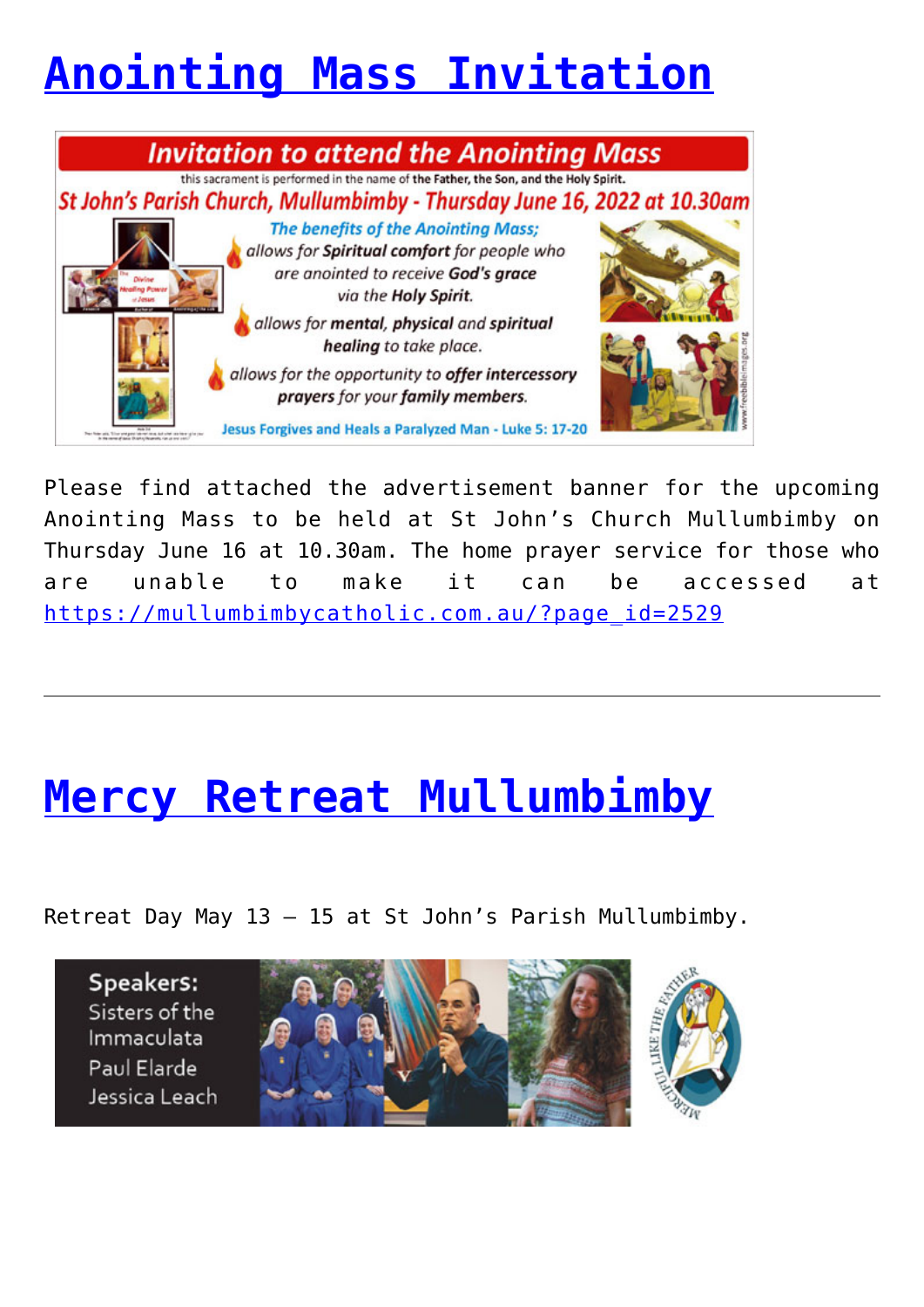# Anointing Mass Invitation

Please find attached the advertisement banner for the upcoming Anointing Mass to be held at St John's Church Mullumbimby on Thursday June 16 at 10.30am. The home prayer service for those who are unable to make it can be accessed at https://mullumbimbycatholic.com.au/?page_id=2529

---

# Mercy Retreat Mullumbimby

Retreat Day May 13 – 15 at St John's Parish Mullumbimby.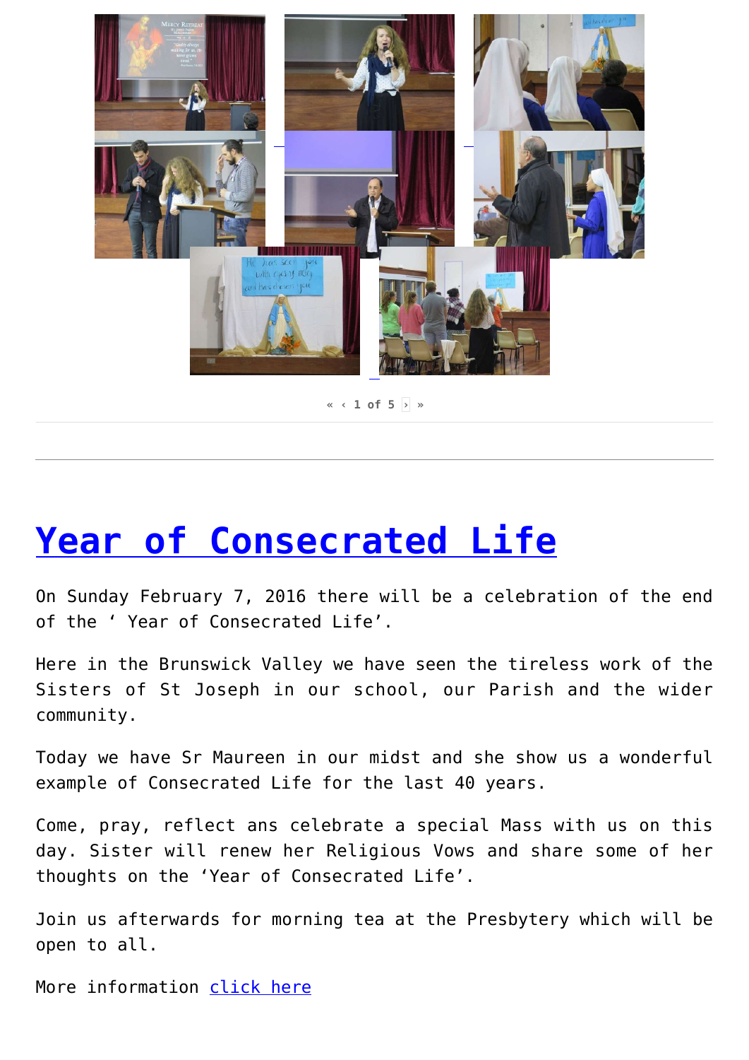« ‹ 1 of 5 › »

---

# [Year of Consecrated Life]

On Sunday February 7, 2016 there will be a celebration of the end of the ' Year of Consecrated Life'.

Here in the Brunswick Valley we have seen the tireless work of the Sisters of St Joseph in our school, our Parish and the wider community.

Today we have Sr Maureen in our midst and she show us a wonderful example of Consecrated Life for the last 40 years.

Come, pray, reflect ans celebrate a special Mass with us on this day. Sister will renew her Religious Vows and share some of her thoughts on the 'Year of Consecrated Life'.

Join us afterwards for morning tea at the Presbytery which will be open to all.

More information [click here]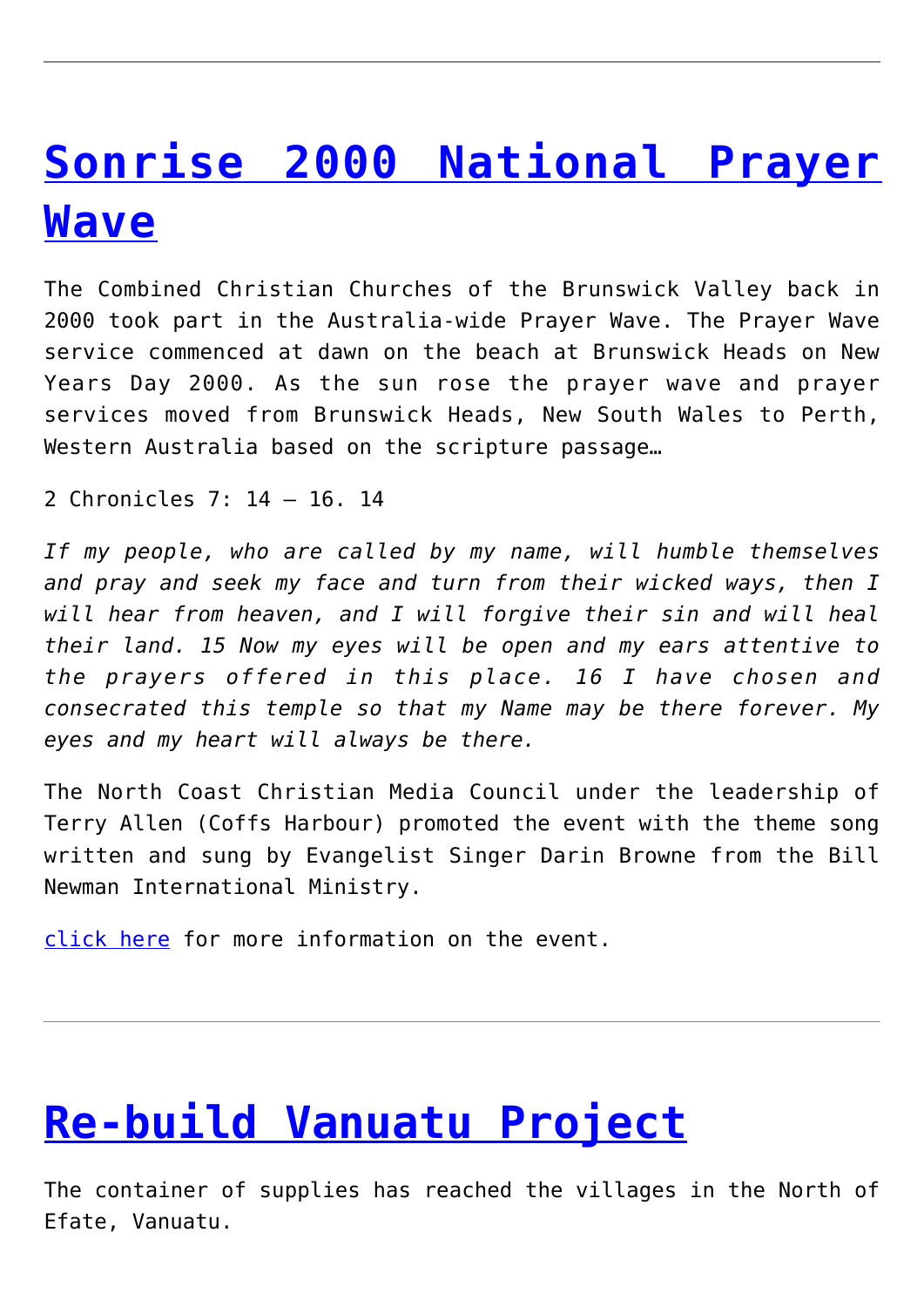---

# [Sonrise 2000 National Prayer Wave]()

The Combined Christian Churches of the Brunswick Valley back in 2000 took part in the Australia-wide Prayer Wave. The Prayer Wave service commenced at dawn on the beach at Brunswick Heads on New Years Day 2000. As the sun rose the prayer wave and prayer services moved from Brunswick Heads, New South Wales to Perth, Western Australia based on the scripture passage…

2 Chronicles 7: 14 – 16. 14

*If my people, who are called by my name, will humble themselves and pray and seek my face and turn from their wicked ways, then I will hear from heaven, and I will forgive their sin and will heal their land. 15 Now my eyes will be open and my ears attentive to the prayers offered in this place. 16 I have chosen and consecrated this temple so that my Name may be there forever. My eyes and my heart will always be there.*

The North Coast Christian Media Council under the leadership of Terry Allen (Coffs Harbour) promoted the event with the theme song written and sung by Evangelist Singer Darin Browne from the Bill Newman International Ministry.

[click here]() for more information on the event.

---

# [Re-build Vanuatu Project]()

The container of supplies has reached the villages in the North of Efate, Vanuatu.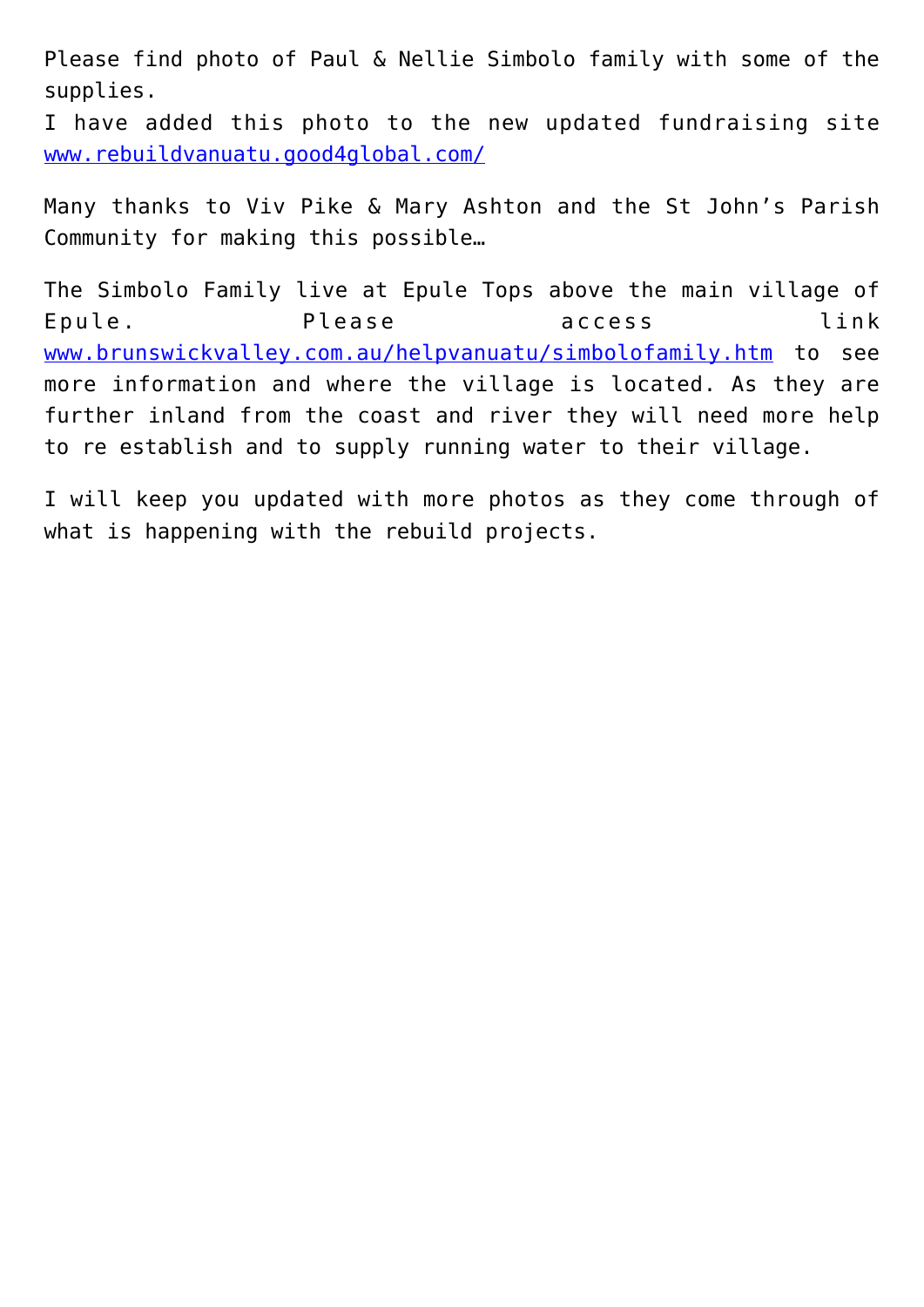Please find photo of Paul & Nellie Simbolo family with some of the supplies.
I have added this photo to the new updated fundraising site [www.rebuildvanuatu.good4global.com/](http://www.rebuildvanuatu.good4global.com/)

Many thanks to Viv Pike & Mary Ashton and the St John's Parish Community for making this possible…

The Simbolo Family live at Epule Tops above the main village of Epule. Please access link [www.brunswickvalley.com.au/helpvanuatu/simbolofamily.htm](http://www.brunswickvalley.com.au/helpvanuatu/simbolofamily.htm) to see more information and where the village is located. As they are further inland from the coast and river they will need more help to re establish and to supply running water to their village.

I will keep you updated with more photos as they come through of what is happening with the rebuild projects.